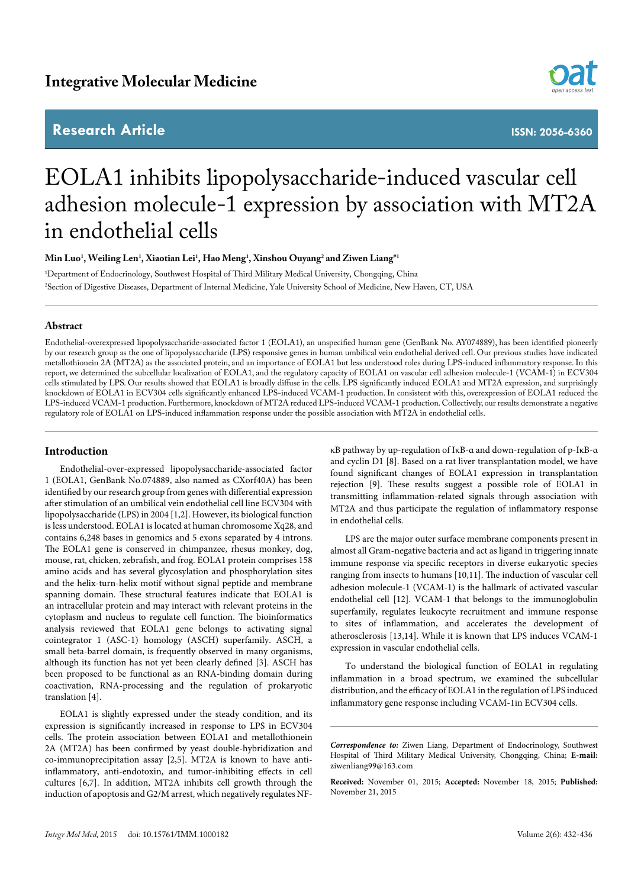Integrative Molecular Medicine

Research Article

ISSN: 2056-6360

# EOLA1 inhibits lipopolysaccharide-induced vascular cell adhesion molecule-1 expression by association with MT2A in endothelial cells

**Min Luo[1], Weiling Len[1], Xiaotian Lei[1], Hao Meng[1], Xinshou Ouyang[2] and Ziwen Liang*[1]**

[1]Department of Endocrinology, Southwest Hospital of Third Military Medical University, Chongqing, China

[2]Section of Digestive Diseases, Department of Internal Medicine, Yale University School of Medicine, New Haven, CT, USA

## Abstract

Endothelial-overexpressed lipopolysaccharide-associated factor 1 (EOLA1), an unspecified human gene (GenBank No. AY074889), has been identified pioneerly by our research group as the one of lipopolysaccharide (LPS) responsive genes in human umbilical vein endothelial derived cell. Our previous studies have indicated metallothionein 2A (MT2A) as the associated protein, and an importance of EOLA1 but less understood roles during LPS-induced inflammatory response. In this report, we determined the subcellular localization of EOLA1, and the regulatory capacity of EOLA1 on vascular cell adhesion molecule-1 (VCAM-1) in ECV304 cells stimulated by LPS. Our results showed that EOLA1 is broadly diffuse in the cells. LPS significantly induced EOLA1 and MT2A expression, and surprisingly knockdown of EOLA1 in ECV304 cells significantly enhanced LPS-induced VCAM-1 production. In consistent with this, overexpression of EOLA1 reduced the LPS-induced VCAM-1 production. Furthermore, knockdown of MT2A reduced LPS-induced VCAM-1 production. Collectively, our results demonstrate a negative regulatory role of EOLA1 on LPS-induced inflammation response under the possible association with MT2A in endothelial cells.

## Introduction

Endothelial-over-expressed lipopolysaccharide-associated factor 1 (EOLA1, GenBank No.074889, also named as CXorf40A) has been identified by our research group from genes with differential expression after stimulation of an umbilical vein endothelial cell line ECV304 with lipopolysaccharide (LPS) in 2004 [1,2]. However, its biological function is less understood. EOLA1 is located at human chromosome Xq28, and contains 6,248 bases in genomics and 5 exons separated by 4 introns. The EOLA1 gene is conserved in chimpanzee, rhesus monkey, dog, mouse, rat, chicken, zebrafish, and frog. EOLA1 protein comprises 158 amino acids and has several glycosylation and phosphorylation sites and the helix-turn-helix motif without signal peptide and membrane spanning domain. These structural features indicate that EOLA1 is an intracellular protein and may interact with relevant proteins in the cytoplasm and nucleus to regulate cell function. The bioinformatics analysis reviewed that EOLA1 gene belongs to activating signal cointegrator 1 (ASC-1) homology (ASCH) superfamily. ASCH, a small beta-barrel domain, is frequently observed in many organisms, although its function has not yet been clearly defined [3]. ASCH has been proposed to be functional as an RNA-binding domain during coactivation, RNA-processing and the regulation of prokaryotic translation [4].

EOLA1 is slightly expressed under the steady condition, and its expression is significantly increased in response to LPS in ECV304 cells. The protein association between EOLA1 and metallothionein 2A (MT2A) has been confirmed by yeast double-hybridization and co-immunoprecipitation assay [2,5]. MT2A is known to have anti-inflammatory, anti-endotoxin, and tumor-inhibiting effects in cell cultures [6,7]. In addition, MT2A inhibits cell growth through the induction of apoptosis and G2/M arrest, which negatively regulates NF-κB pathway by up-regulation of IκB-α and down-regulation of p-IκB-α and cyclin D1 [8]. Based on a rat liver transplantation model, we have found significant changes of EOLA1 expression in transplantation rejection [9]. These results suggest a possible role of EOLA1 in transmitting inflammation-related signals through association with MT2A and thus participate the regulation of inflammatory response in endothelial cells.

LPS are the major outer surface membrane components present in almost all Gram-negative bacteria and act as ligand in triggering innate immune response via specific receptors in diverse eukaryotic species ranging from insects to humans [10,11]. The induction of vascular cell adhesion molecule-1 (VCAM-1) is the hallmark of activated vascular endothelial cell [12]. VCAM-1 that belongs to the immunoglobulin superfamily, regulates leukocyte recruitment and immune response to sites of inflammation, and accelerates the development of atherosclerosis [13,14]. While it is known that LPS induces VCAM-1 expression in vascular endothelial cells.

To understand the biological function of EOLA1 in regulating inflammation in a broad spectrum, we examined the subcellular distribution, and the efficacy of EOLA1 in the regulation of LPS induced inflammatory gene response including VCAM-1in ECV304 cells.

***Correspondence to:*** Ziwen Liang, Department of Endocrinology, Southwest Hospital of Third Military Medical University, Chongqing, China; **E-mail:** ziwenliang99@163.com

**Received:** November 01, 2015; **Accepted:** November 18, 2015; **Published:** November 21, 2015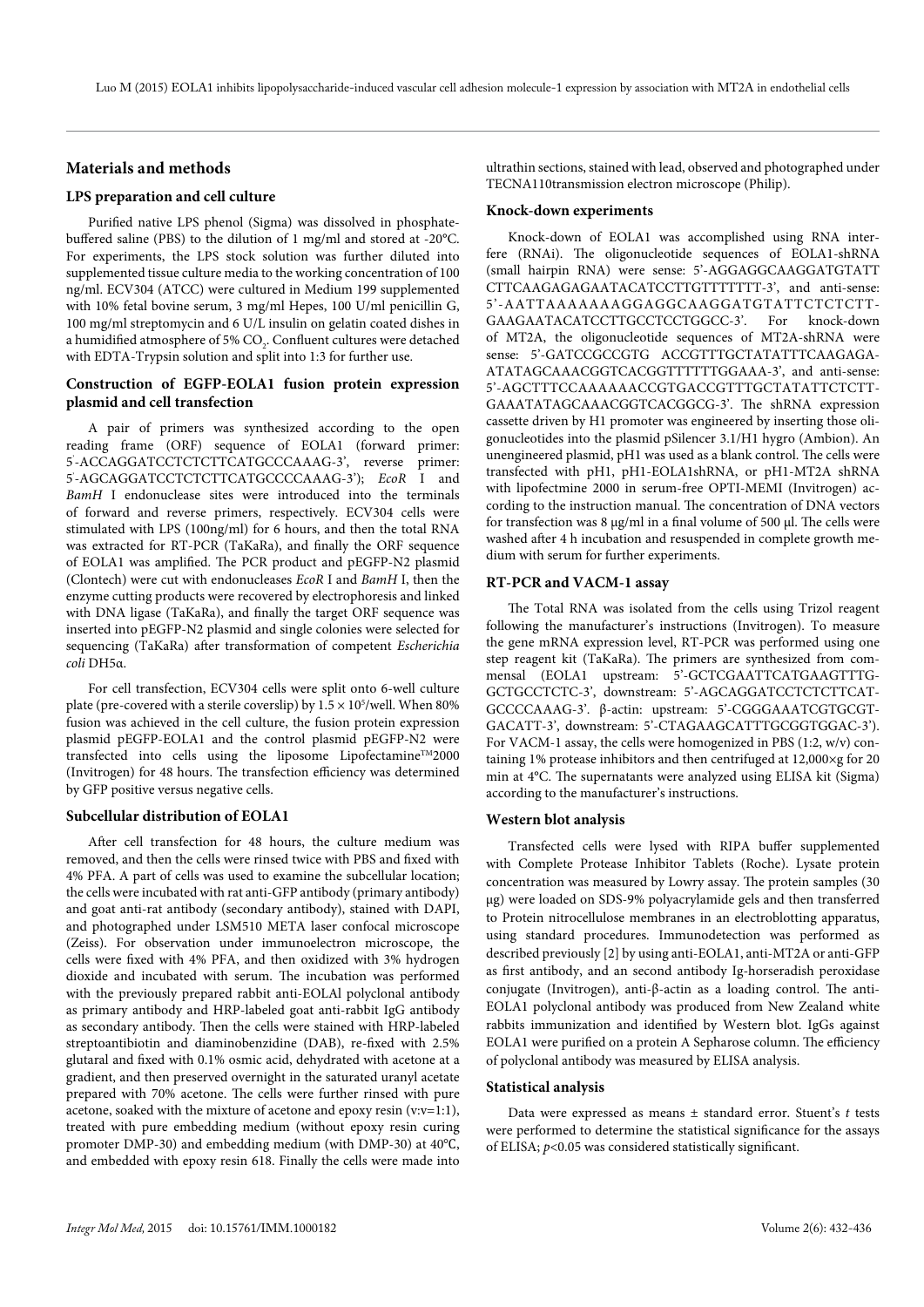## Materials and methods

### LPS preparation and cell culture

Purified native LPS phenol (Sigma) was dissolved in phosphate-buffered saline (PBS) to the dilution of 1 mg/ml and stored at -20°C. For experiments, the LPS stock solution was further diluted into supplemented tissue culture media to the working concentration of 100 ng/ml. ECV304 (ATCC) were cultured in Medium 199 supplemented with 10% fetal bovine serum, 3 mg/ml Hepes, 100 U/ml penicillin G, 100 mg/ml streptomycin and 6 U/L insulin on gelatin coated dishes in a humidified atmosphere of 5% $CO_2$. Confluent cultures were detached with EDTA-Trypsin solution and split into 1:3 for further use.

### Construction of EGFP-EOLA1 fusion protein expression plasmid and cell transfection

A pair of primers was synthesized according to the open reading frame (ORF) sequence of EOLA1 (forward primer: 5'-ACCAGGATCCTCTCTTCATGCCCAAAG-3', reverse primer: 5'-AGCAGGATCCTCTCTTCATGCCCCAAAG-3'); *EcoR* I and *BamH* I endonuclease sites were introduced into the terminals of forward and reverse primers, respectively. ECV304 cells were stimulated with LPS (100ng/ml) for 6 hours, and then the total RNA was extracted for RT-PCR (TaKaRa), and finally the ORF sequence of EOLA1 was amplified. The PCR product and pEGFP-N2 plasmid (Clontech) were cut with endonucleases *EcoR* I and *BamH* I, then the enzyme cutting products were recovered by electrophoresis and linked with DNA ligase (TaKaRa), and finally the target ORF sequence was inserted into pEGFP-N2 plasmid and single colonies were selected for sequencing (TaKaRa) after transformation of competent *Escherichia coli* DH5α.

For cell transfection, ECV304 cells were split onto 6-well culture plate (pre-covered with a sterile coverslip) by $1.5 \times 10^5$/well. When 80% fusion was achieved in the cell culture, the fusion protein expression plasmid pEGFP-EOLA1 and the control plasmid pEGFP-N2 were transfected into cells using the liposome Lipofectamine™2000 (Invitrogen) for 48 hours. The transfection efficiency was determined by GFP positive versus negative cells.

### Subcellular distribution of EOLA1

After cell transfection for 48 hours, the culture medium was removed, and then the cells were rinsed twice with PBS and fixed with 4% PFA. A part of cells was used to examine the subcellular location; the cells were incubated with rat anti-GFP antibody (primary antibody) and goat anti-rat antibody (secondary antibody), stained with DAPI, and photographed under LSM510 META laser confocal microscope (Zeiss). For observation under immunoelectron microscope, the cells were fixed with 4% PFA, and then oxidized with 3% hydrogen dioxide and incubated with serum. The incubation was performed with the previously prepared rabbit anti-EOLAl polyclonal antibody as primary antibody and HRP-labeled goat anti-rabbit IgG antibody as secondary antibody. Then the cells were stained with HRP-labeled streptoantibiotin and diaminobenzidine (DAB), re-fixed with 2.5% glutaral and fixed with 0.1% osmic acid, dehydrated with acetone at a gradient, and then preserved overnight in the saturated uranyl acetate prepared with 70% acetone. The cells were further rinsed with pure acetone, soaked with the mixture of acetone and epoxy resin (v:v=1:1), treated with pure embedding medium (without epoxy resin curing promoter DMP-30) and embedding medium (with DMP-30) at 40°C, and embedded with epoxy resin 618. Finally the cells were made into ultrathin sections, stained with lead, observed and photographed under TECNA110transmission electron microscope (Philip).

### Knock-down experiments

Knock-down of EOLA1 was accomplished using RNA interfere (RNAi). The oligonucleotide sequences of EOLA1-shRNA (small hairpin RNA) were sense: 5'-AGGAGGCAAGGATGTATT CTTCAAGAGAGAATACATCCTTGTTTTTTT-3', and anti-sense: 5'-AATTAAAAAAAGGAGGCAAGGATGTATTCTCTCTT-GAAGAATACATCCTTGCCTCCTGGCC-3'. For knock-down of MT2A, the oligonucleotide sequences of MT2A-shRNA were sense: 5'-GATCCGCCGTG ACCGTTTGCTATATTTCAAGAGA-ATATAGCAAACGGTCACGGTTTTTTGGAAA-3', and anti-sense: 5'-AGCTTTCCAAAAAACCGTGACCGTTTGCTATATTCTCTT-GAAATATAGCAAACGGTCACGGCG-3'. The shRNA expression cassette driven by H1 promoter was engineered by inserting those oligonucleotides into the plasmid pSilencer 3.1/H1 hygro (Ambion). An unengineered plasmid, pH1 was used as a blank control. The cells were transfected with pH1, pH1-EOLA1shRNA, or pH1-MT2A shRNA with lipofectmine 2000 in serum-free OPTI-MEMI (Invitrogen) according to the instruction manual. The concentration of DNA vectors for transfection was 8 μg/ml in a final volume of 500 μl. The cells were washed after 4 h incubation and resuspended in complete growth medium with serum for further experiments.

### RT-PCR and VACM-1 assay

The Total RNA was isolated from the cells using Trizol reagent following the manufacturer's instructions (Invitrogen). To measure the gene mRNA expression level, RT-PCR was performed using one step reagent kit (TaKaRa). The primers are synthesized from commensal (EOLA1 upstream: 5'-GCTCGAATTCATGAAGTTTG-GCTGCCTCTC-3', downstream: 5'-AGCAGGATCCTCTCTTCAT-GCCCCAAAG-3'. β-actin: upstream: 5'-CGGGAAATCGTGCGT-GACATT-3', downstream: 5'-CTAGAAGCATTTGCGGTGGAC-3'). For VACM-1 assay, the cells were homogenized in PBS (1:2, w/v) containing 1% protease inhibitors and then centrifuged at 12,000×g for 20 min at 4°C. The supernatants were analyzed using ELISA kit (Sigma) according to the manufacturer's instructions.

### Western blot analysis

Transfected cells were lysed with RIPA buffer supplemented with Complete Protease Inhibitor Tablets (Roche). Lysate protein concentration was measured by Lowry assay. The protein samples (30 μg) were loaded on SDS-9% polyacrylamide gels and then transferred to Protein nitrocellulose membranes in an electroblotting apparatus, using standard procedures. Immunodetection was performed as described previously [2] by using anti-EOLA1, anti-MT2A or anti-GFP as first antibody, and an second antibody Ig-horseradish peroxidase conjugate (Invitrogen), anti-β-actin as a loading control. The anti-EOLA1 polyclonal antibody was produced from New Zealand white rabbits immunization and identified by Western blot. IgGs against EOLA1 were purified on a protein A Sepharose column. The efficiency of polyclonal antibody was measured by ELISA analysis.

### Statistical analysis

Data were expressed as means ± standard error. Stuent's *t* tests were performed to determine the statistical significance for the assays of ELISA; $p<0.05$ was considered statistically significant.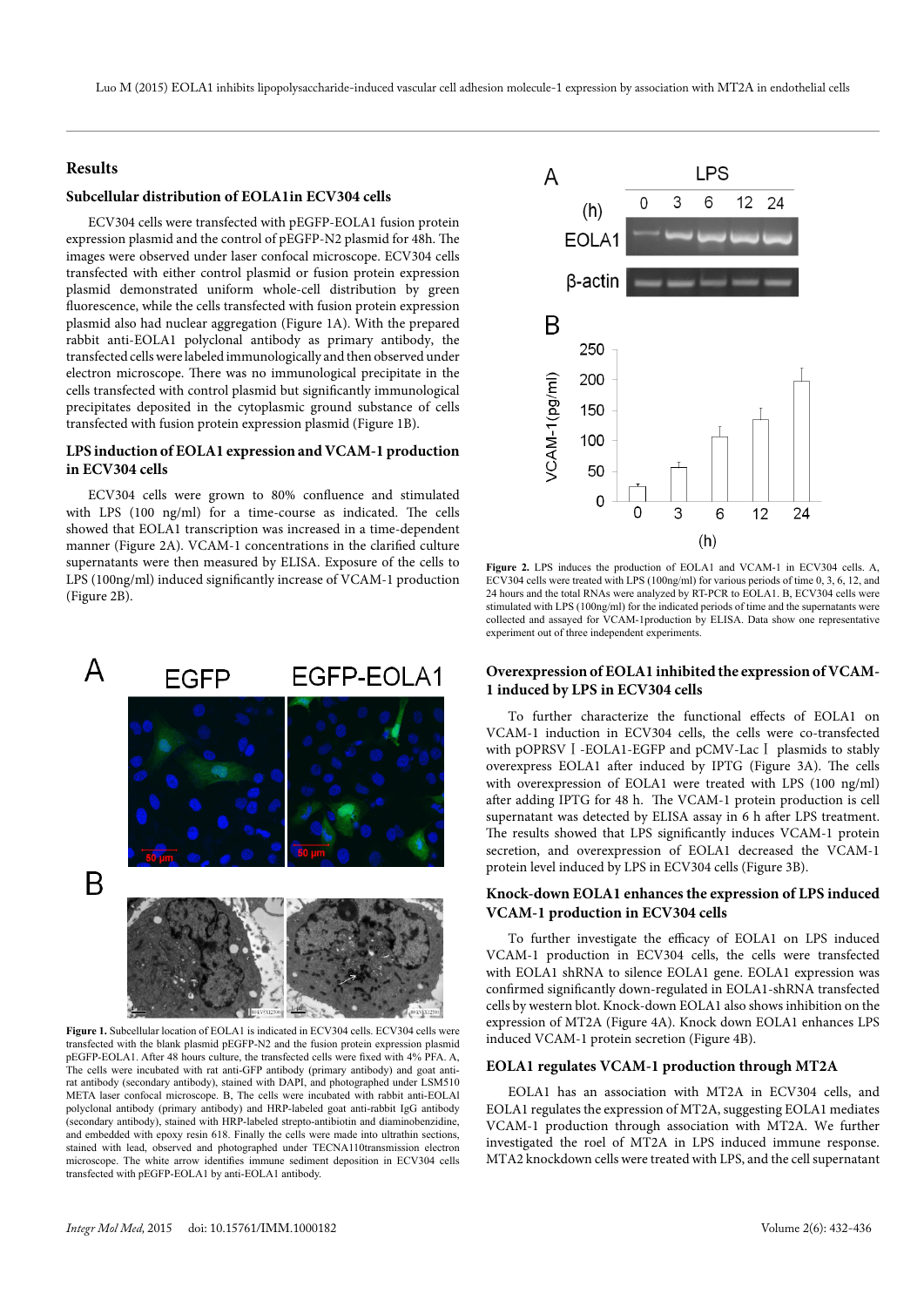## Results

### Subcellular distribution of EOLA1in ECV304 cells

ECV304 cells were transfected with pEGFP-EOLA1 fusion protein expression plasmid and the control of pEGFP-N2 plasmid for 48h. The images were observed under laser confocal microscope. ECV304 cells transfected with either control plasmid or fusion protein expression plasmid demonstrated uniform whole-cell distribution by green fluorescence, while the cells transfected with fusion protein expression plasmid also had nuclear aggregation (Figure 1A). With the prepared rabbit anti-EOLA1 polyclonal antibody as primary antibody, the transfected cells were labeled immunologically and then observed under electron microscope. There was no immunological precipitate in the cells transfected with control plasmid but significantly immunological precipitates deposited in the cytoplasmic ground substance of cells transfected with fusion protein expression plasmid (Figure 1B).

### LPS induction of EOLA1 expression and VCAM-1 production in ECV304 cells

ECV304 cells were grown to 80% confluence and stimulated with LPS (100 ng/ml) for a time-course as indicated. The cells showed that EOLA1 transcription was increased in a time-dependent manner (Figure 2A). VCAM-1 concentrations in the clarified culture supernatants were then measured by ELISA. Exposure of the cells to LPS (100ng/ml) induced significantly increase of VCAM-1 production (Figure 2B).

**Figure 1.** Subcellular location of EOLA1 is indicated in ECV304 cells. ECV304 cells were transfected with the blank plasmid pEGFP-N2 and the fusion protein expression plasmid pEGFP-EOLA1. After 48 hours culture, the transfected cells were fixed with 4% PFA. A, The cells were incubated with rat anti-GFP antibody (primary antibody) and goat anti-rat antibody (secondary antibody), stained with DAPI, and photographed under LSM510 META laser confocal microscope. B, The cells were incubated with rabbit anti-EOLAl polyclonal antibody (primary antibody) and HRP-labeled goat anti-rabbit IgG antibody (secondary antibody), stained with HRP-labeled strepto-antibiotin and diaminobenzidine, and embedded with epoxy resin 618. Finally the cells were made into ultrathin sections, stained with lead, observed and photographed under TECNA110transmission electron microscope. The white arrow identifies immune sediment deposition in ECV304 cells transfected with pEGFP-EOLA1 by anti-EOLA1 antibody.

**Figure 2.** LPS induces the production of EOLA1 and VCAM-1 in ECV304 cells. A, ECV304 cells were treated with LPS (100ng/ml) for various periods of time 0, 3, 6, 12, and 24 hours and the total RNAs were analyzed by RT-PCR to EOLA1. B, ECV304 cells were stimulated with LPS (100ng/ml) for the indicated periods of time and the supernatants were collected and assayed for VCAM-1production by ELISA. Data show one representative experiment out of three independent experiments.

### Overexpression of EOLA1 inhibited the expression of VCAM-1 induced by LPS in ECV304 cells

To further characterize the functional effects of EOLA1 on VCAM-1 induction in ECV304 cells, the cells were co-transfected with pOPRSVⅠ-EOLA1-EGFP and pCMV-LacⅠ plasmids to stably overexpress EOLA1 after induced by IPTG (Figure 3A). The cells with overexpression of EOLA1 were treated with LPS (100 ng/ml) after adding IPTG for 48 h. The VCAM-1 protein production is cell supernatant was detected by ELISA assay in 6 h after LPS treatment. The results showed that LPS significantly induces VCAM-1 protein secretion, and overexpression of EOLA1 decreased the VCAM-1 protein level induced by LPS in ECV304 cells (Figure 3B).

### Knock-down EOLA1 enhances the expression of LPS induced VCAM-1 production in ECV304 cells

To further investigate the efficacy of EOLA1 on LPS induced VCAM-1 production in ECV304 cells, the cells were transfected with EOLA1 shRNA to silence EOLA1 gene. EOLA1 expression was confirmed significantly down-regulated in EOLA1-shRNA transfected cells by western blot. Knock-down EOLA1 also shows inhibition on the expression of MT2A (Figure 4A). Knock down EOLA1 enhances LPS induced VCAM-1 protein secretion (Figure 4B).

### EOLA1 regulates VCAM-1 production through MT2A

EOLA1 has an association with MT2A in ECV304 cells, and EOLA1 regulates the expression of MT2A, suggesting EOLA1 mediates VCAM-1 production through association with MT2A. We further investigated the roel of MT2A in LPS induced immune response. MTA2 knockdown cells were treated with LPS, and the cell supernatant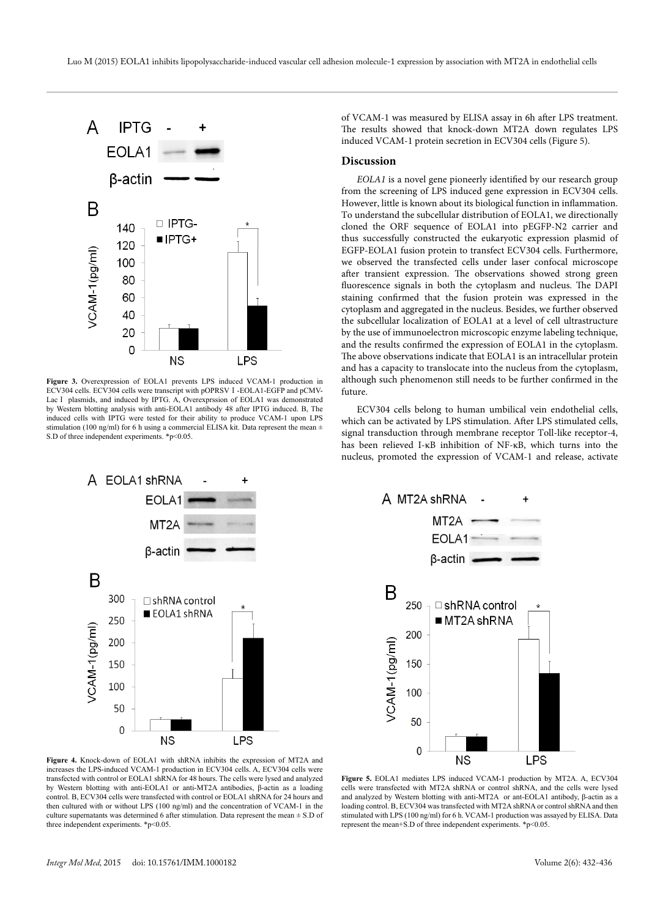of VCAM-1 was measured by ELISA assay in 6h after LPS treatment. The results showed that knock-down MT2A down regulates LPS induced VCAM-1 protein secretion in ECV304 cells (Figure 5).

## Discussion

*EOLA1* is a novel gene pioneerly identified by our research group from the screening of LPS induced gene expression in ECV304 cells. However, little is known about its biological function in inflammation. To understand the subcellular distribution of EOLA1, we directionally cloned the ORF sequence of EOLA1 into pEGFP-N2 carrier and thus successfully constructed the eukaryotic expression plasmid of EGFP-EOLA1 fusion protein to transfect ECV304 cells. Furthermore, we observed the transfected cells under laser confocal microscope after transient expression. The observations showed strong green fluorescence signals in both the cytoplasm and nucleus. The DAPI staining confirmed that the fusion protein was expressed in the cytoplasm and aggregated in the nucleus. Besides, we further observed the subcellular localization of EOLA1 at a level of cell ultrastructure by the use of immunoelectron microscopic enzyme labeling technique, and the results confirmed the expression of EOLA1 in the cytoplasm. The above observations indicate that EOLA1 is an intracellular protein and has a capacity to translocate into the nucleus from the cytoplasm, although such phenomenon still needs to be further confirmed in the future.

ECV304 cells belong to human umbilical vein endothelial cells, which can be activated by LPS stimulation. After LPS stimulated cells, signal transduction through membrane receptor Toll-like receptor-4, has been relieved I-κB inhibition of NF-κB, which turns into the nucleus, promoted the expression of VCAM-1 and release, activate

**Figure 3.** Overexpression of EOLA1 prevents LPS induced VCAM-1 production in ECV304 cells. ECV304 cells were transcript with pOPRSV I -EOLA1-EGFP and pCMV-Lac I plasmids, and induced by IPTG. A, Overexprssion of EOLA1 was demonstrated by Western blotting analysis with anti-EOLA1 antibody 48 after IPTG induced. B, The induced cells with IPTG were tested for their ability to produce VCAM-1 upon LPS stimulation (100 ng/ml) for 6 h using a commercial ELISA kit. Data represent the mean ± S.D of three independent experiments. *p<0.05.

**Figure 4.** Knock-down of EOLA1 with shRNA inhibits the expression of MT2A and increases the LPS-induced VCAM-1 production in ECV304 cells. A, ECV304 cells were transfected with control or EOLA1 shRNA for 48 hours. The cells were lysed and analyzed by Western blotting with anti-EOLA1 or anti-MT2A antibodies, β-actin as a loading control. B, ECV304 cells were transfected with control or EOLA1 shRNA for 24 hours and then cultured with or without LPS (100 ng/ml) and the concentration of VCAM-1 in the culture supernatants was determined 6 after stimulation. Data represent the mean ± S.D of three independent experiments. *p<0.05.

**Figure 5.** EOLA1 mediates LPS induced VCAM-1 production by MT2A. A, ECV304 cells were transfected with MT2A shRNA or control shRNA, and the cells were lysed and analyzed by Western blotting with anti-MT2A or ant-EOLA1 antibody, β-actin as a loading control. B, ECV304 was transfected with MT2A shRNA or control shRNA and then stimulated with LPS (100 ng/ml) for 6 h. VCAM-1 production was assayed by ELISA. Data represent the mean+S.D of three independent experiments. *p<0.05.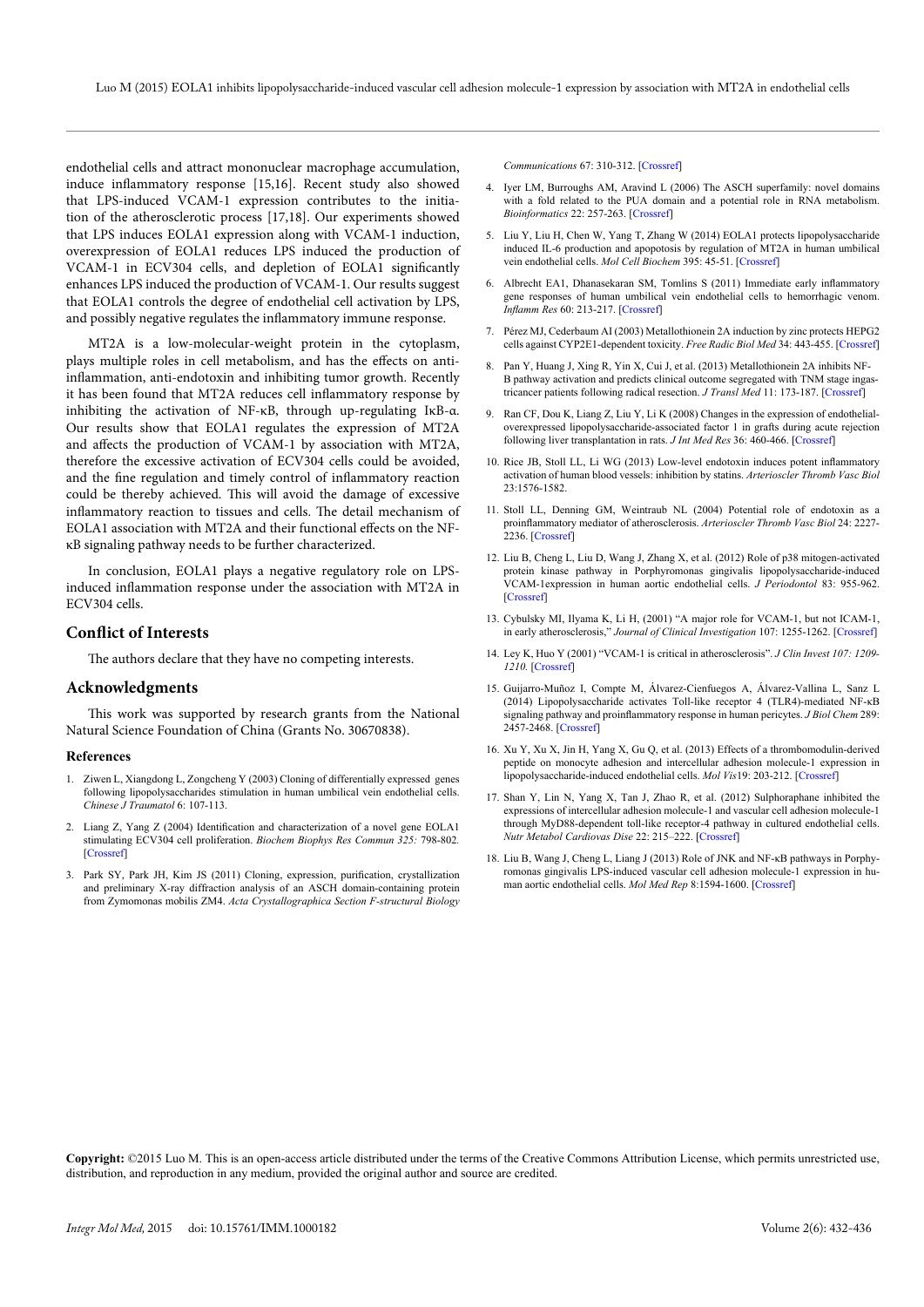endothelial cells and attract mononuclear macrophage accumulation, induce inflammatory response [15,16]. Recent study also showed that LPS-induced VCAM-1 expression contributes to the initiation of the atherosclerotic process [17,18]. Our experiments showed that LPS induces EOLA1 expression along with VCAM-1 induction, overexpression of EOLA1 reduces LPS induced the production of VCAM-1 in ECV304 cells, and depletion of EOLA1 significantly enhances LPS induced the production of VCAM-1. Our results suggest that EOLA1 controls the degree of endothelial cell activation by LPS, and possibly negative regulates the inflammatory immune response.

MT2A is a low-molecular-weight protein in the cytoplasm, plays multiple roles in cell metabolism, and has the effects on anti-inflammation, anti-endotoxin and inhibiting tumor growth. Recently it has been found that MT2A reduces cell inflammatory response by inhibiting the activation of NF-κB, through up-regulating IκB-α. Our results show that EOLA1 regulates the expression of MT2A and affects the production of VCAM-1 by association with MT2A, therefore the excessive activation of ECV304 cells could be avoided, and the fine regulation and timely control of inflammatory reaction could be thereby achieved. This will avoid the damage of excessive inflammatory reaction to tissues and cells. The detail mechanism of EOLA1 association with MT2A and their functional effects on the NF-κB signaling pathway needs to be further characterized.

In conclusion, EOLA1 plays a negative regulatory role on LPS-induced inflammation response under the association with MT2A in ECV304 cells.

## Conflict of Interests

The authors declare that they have no competing interests.

## Acknowledgments

This work was supported by research grants from the National Natural Science Foundation of China (Grants No. 30670838).

### References

1. Ziwen L, Xiangdong L, Zongcheng Y (2003) Cloning of differentially expressed genes following lipopolysaccharides stimulation in human umbilical vein endothelial cells. *Chinese J Traumatol* 6: 107-113.
2. Liang Z, Yang Z (2004) Identification and characterization of a novel gene EOLA1 stimulating ECV304 cell proliferation. *Biochem Biophys Res Commun 325:* 798-802. [Crossref]
3. Park SY, Park JH, Kim JS (2011) Cloning, expression, purification, crystallization and preliminary X-ray diffraction analysis of an ASCH domain-containing protein from Zymomonas mobilis ZM4. *Acta Crystallographica Section F-structural Biology Communications* 67: 310-312. [Crossref]
4. Iyer LM, Burroughs AM, Aravind L (2006) The ASCH superfamily: novel domains with a fold related to the PUA domain and a potential role in RNA metabolism. *Bioinformatics* 22: 257-263. [Crossref]
5. Liu Y, Liu H, Chen W, Yang T, Zhang W (2014) EOLA1 protects lipopolysaccharide induced IL-6 production and apoptosis by regulation of MT2A in human umbilical vein endothelial cells. *Mol Cell Biochem* 395: 45-51. [Crossref]
6. Albrecht EA1, Dhanasekaran SM, Tomlins S (2011) Immediate early inflammatory gene responses of human umbilical vein endothelial cells to hemorrhagic venom. *Inflamm Res* 60: 213-217. [Crossref]
7. Pérez MJ, Cederbaum AI (2003) Metallothionein 2A induction by zinc protects HEPG2 cells against CYP2E1-dependent toxicity. *Free Radic Biol Med* 34: 443-455. [Crossref]
8. Pan Y, Huang J, Xing R, Yin X, Cui J, et al. (2013) Metallothionein 2A inhibits NF-B pathway activation and predicts clinical outcome segregated with TNM stage ingastricancer patients following radical resection. *J Transl Med* 11: 173-187. [Crossref]
9. Ran CF, Dou K, Liang Z, Liu Y, Li K (2008) Changes in the expression of endothelial-overexpressed lipopolysaccharide-associated factor 1 in grafts during acute rejection following liver transplantation in rats. *J Int Med Res* 36: 460-466. [Crossref]
10. Rice JB, Stoll LL, Li WG (2013) Low-level endotoxin induces potent inflammatory activation of human blood vessels: inhibition by statins. *Arterioscler Thromb Vasc Biol* 23:1576-1582.
11. Stoll LL, Denning GM, Weintraub NL (2004) Potential role of endotoxin as a proinflammatory mediator of atherosclerosis. *Arterioscler Thromb Vasc Biol* 24: 2227-2236. [Crossref]
12. Liu B, Cheng L, Liu D, Wang J, Zhang X, et al. (2012) Role of p38 mitogen-activated protein kinase pathway in Porphyromonas gingivalis lipopolysaccharide-induced VCAM-1expression in human aortic endothelial cells. *J Periodontol* 83: 955-962. [Crossref]
13. Cybulsky MI, Ilyama K, Li H, (2001) "A major role for VCAM-1, but not ICAM-1, in early atherosclerosis," *Journal of Clinical Investigation* 107: 1255-1262. [Crossref]
14. Ley K, Huo Y (2001) "VCAM-1 is critical in atherosclerosis". *J Clin Invest 107: 1209-1210.* [Crossref]
15. Guijarro-Muñoz I, Compte M, Álvarez-Cienfuegos A, Álvarez-Vallina L, Sanz L (2014) Lipopolysaccharide activates Toll-like receptor 4 (TLR4)-mediated NF-κB signaling pathway and proinflammatory response in human pericytes. *J Biol Chem* 289: 2457-2468. [Crossref]
16. Xu Y, Xu X, Jin H, Yang X, Gu Q, et al. (2013) Effects of a thrombomodulin-derived peptide on monocyte adhesion and intercellular adhesion molecule-1 expression in lipopolysaccharide-induced endothelial cells. *Mol Vis*19: 203-212. [Crossref]
17. Shan Y, Lin N, Yang X, Tan J, Zhao R, et al. (2012) Sulphoraphane inhibited the expressions of intercellular adhesion molecule-1 and vascular cell adhesion molecule-1 through MyD88-dependent toll-like receptor-4 pathway in cultured endothelial cells. *Nutr Metabol Cardiovas Dise* 22: 215–222. [Crossref]
18. Liu B, Wang J, Cheng L, Liang J (2013) Role of JNK and NF-κB pathways in Porphyromonas gingivalis LPS-induced vascular cell adhesion molecule-1 expression in human aortic endothelial cells. *Mol Med Rep* 8:1594-1600. [Crossref]

**Copyright:** ©2015 Luo M. This is an open-access article distributed under the terms of the Creative Commons Attribution License, which permits unrestricted use, distribution, and reproduction in any medium, provided the original author and source are credited.